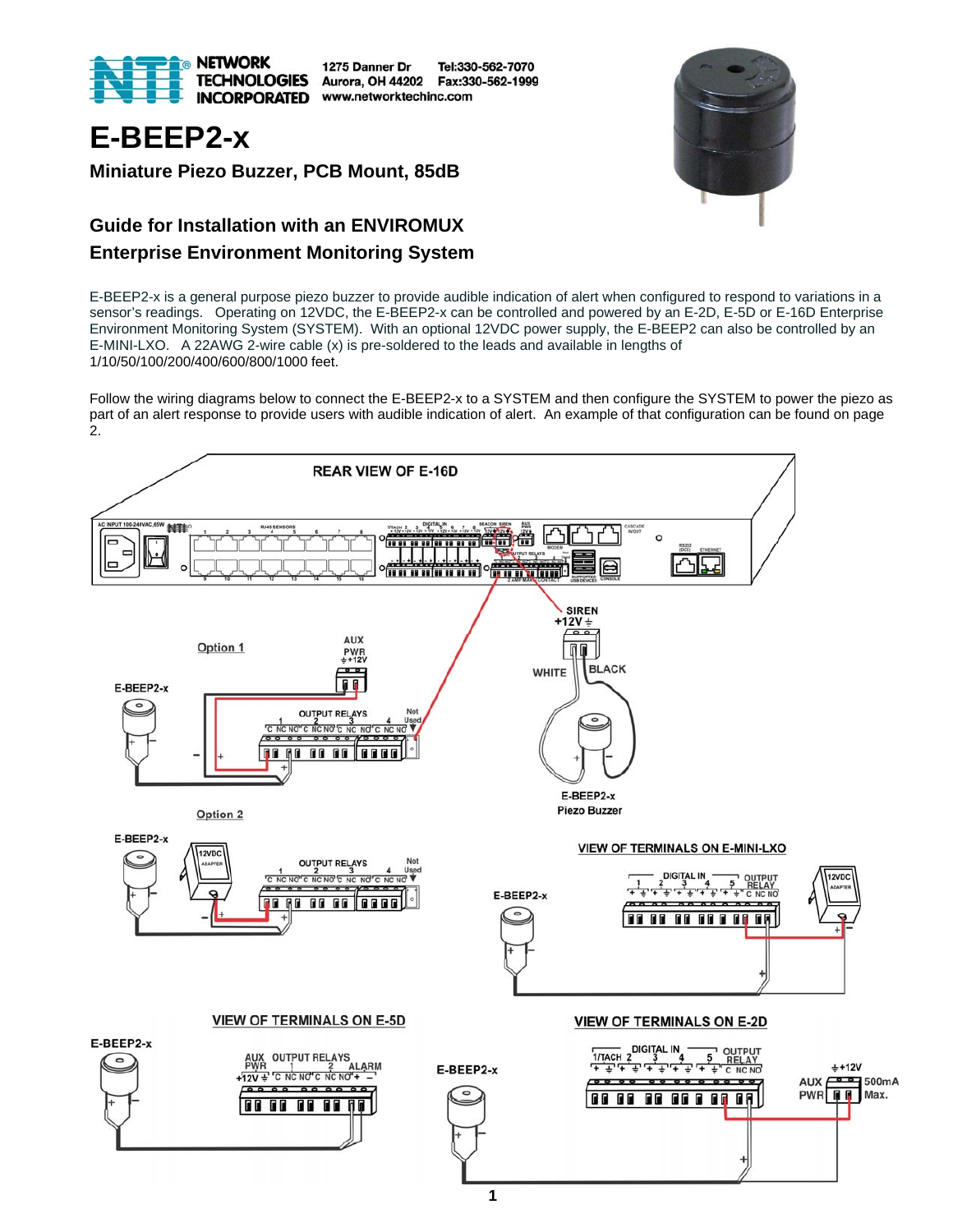NETWORK TECHNOLOGIES INCORPORATED
1275 Danner Dr
Aurora, OH 44202
www.networktechinc.com
Tel:330-562-7070
Fax:330-562-1999

# E-BEEP2-x

### Miniature Piezo Buzzer, PCB Mount, 85dB

## Guide for Installation with an ENVIROMUX Enterprise Environment Monitoring System

E-BEEP2-x is a general purpose piezo buzzer to provide audible indication of alert when configured to respond to variations in a sensor's readings. Operating on 12VDC, the E-BEEP2-x can be controlled and powered by an E-2D, E-5D or E-16D Enterprise Environment Monitoring System (SYSTEM). With an optional 12VDC power supply, the E-BEEP2 can also be controlled by an E-MINI-LXO. A 22AWG 2-wire cable (x) is pre-soldered to the leads and available in lengths of 1/10/50/100/200/400/600/800/1000 feet.

Follow the wiring diagrams below to connect the E-BEEP2-x to a SYSTEM and then configure the SYSTEM to power the piezo as part of an alert response to provide users with audible indication of alert. An example of that configuration can be found on page 2.

REAR VIEW OF E-16D

Option 1

Option 2

SIREN +12V

WHITE BLACK

E-BEEP2-x Piezo Buzzer

VIEW OF TERMINALS ON E-MINI-LXO

VIEW OF TERMINALS ON E-5D

VIEW OF TERMINALS ON E-2D

AUX PWR 500mA Max.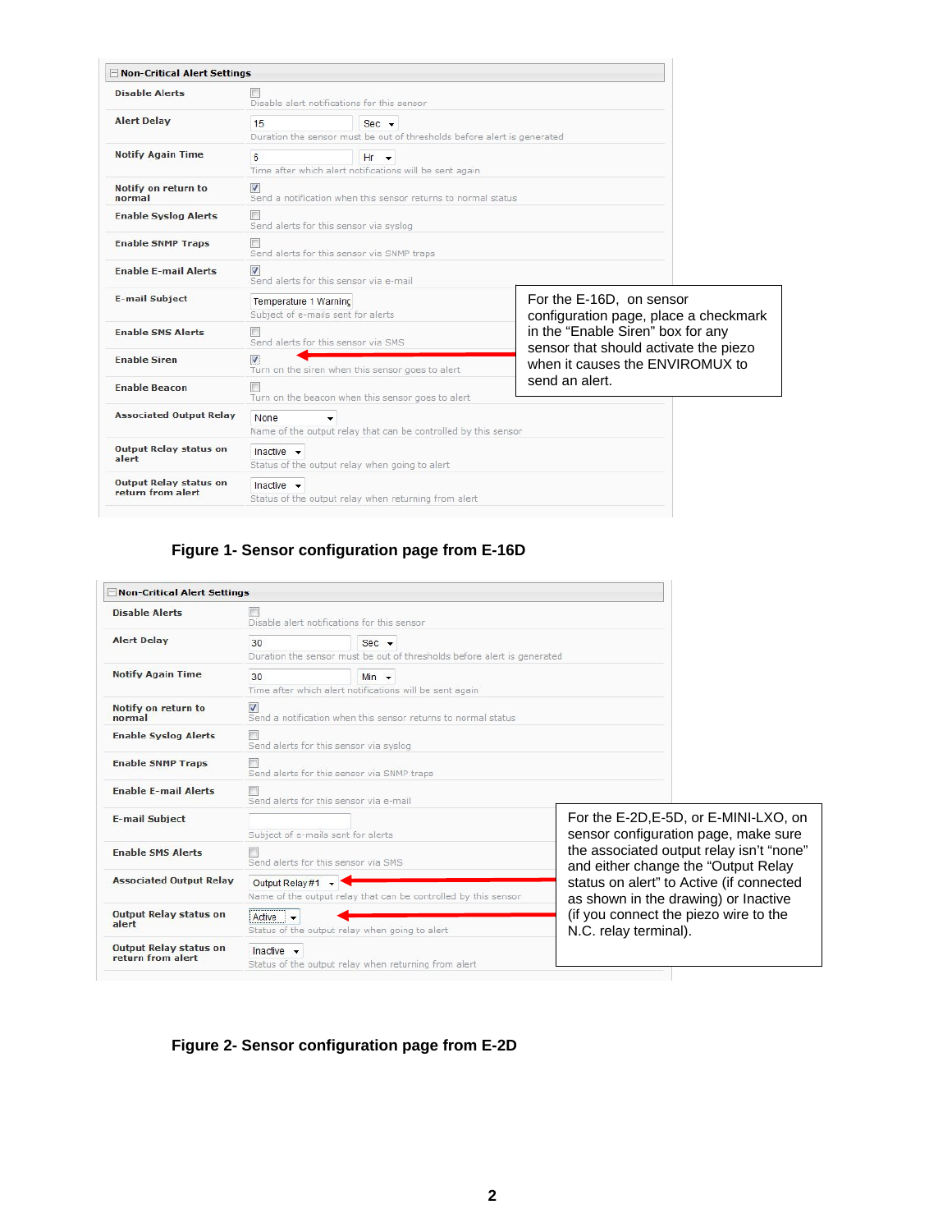**Non-Critical Alert Settings**

| Setting | Value | Description |
|---|---|---|
| Disable Alerts | ☐ | Disable alert notifications for this sensor |
| Alert Delay | 15 Sec | Duration the sensor must be out of thresholds before alert is generated |
| Notify Again Time | 6 Hr | Time after which alert notifications will be sent again |
| Notify on return to normal | ☑ | Send a notification when this sensor returns to normal status |
| Enable Syslog Alerts | ☐ | Send alerts for this sensor via syslog |
| Enable SNMP Traps | ☐ | Send alerts for this sensor via SNMP traps |
| Enable E-mail Alerts | ☑ | Send alerts for this sensor via e-mail |
| E-mail Subject | Temperature 1 Warning | Subject of e-mails sent for alerts |
| Enable SMS Alerts | ☐ | Send alerts for this sensor via SMS |
| Enable Siren | ☑ | Turn on the siren when this sensor goes to alert |
| Enable Beacon | ☐ | Turn on the beacon when this sensor goes to alert |
| Associated Output Relay | None | Name of the output relay that can be controlled by this sensor |
| Output Relay status on alert | Inactive | Status of the output relay when going to alert |
| Output Relay status on return from alert | Inactive | Status of the output relay when returning from alert |

For the E-16D, on sensor configuration page, place a checkmark in the "Enable Siren" box for any sensor that should activate the piezo when it causes the ENVIROMUX to send an alert.

**Figure 1- Sensor configuration page from E-16D**

**Non-Critical Alert Settings**

| Setting | Value | Description |
|---|---|---|
| Disable Alerts | ☐ | Disable alert notifications for this sensor |
| Alert Delay | 30 Sec | Duration the sensor must be out of thresholds before alert is generated |
| Notify Again Time | 30 Min | Time after which alert notifications will be sent again |
| Notify on return to normal | ☑ | Send a notification when this sensor returns to normal status |
| Enable Syslog Alerts | ☐ | Send alerts for this sensor via syslog |
| Enable SNMP Traps | ☐ | Send alerts for this sensor via SNMP traps |
| Enable E-mail Alerts | ☐ | Send alerts for this sensor via e-mail |
| E-mail Subject | | Subject of e-mails sent for alerts |
| Enable SMS Alerts | ☐ | Send alerts for this sensor via SMS |
| Associated Output Relay | Output Relay #1 | Name of the output relay that can be controlled by this sensor |
| Output Relay status on alert | Active | Status of the output relay when going to alert |
| Output Relay status on return from alert | Inactive | Status of the output relay when returning from alert |

For the E-2D,E-5D, or E-MINI-LXO, on sensor configuration page, make sure the associated output relay isn't "none" and either change the "Output Relay status on alert" to Active (if connected as shown in the drawing) or Inactive (if you connect the piezo wire to the N.C. relay terminal).

**Figure 2- Sensor configuration page from E-2D**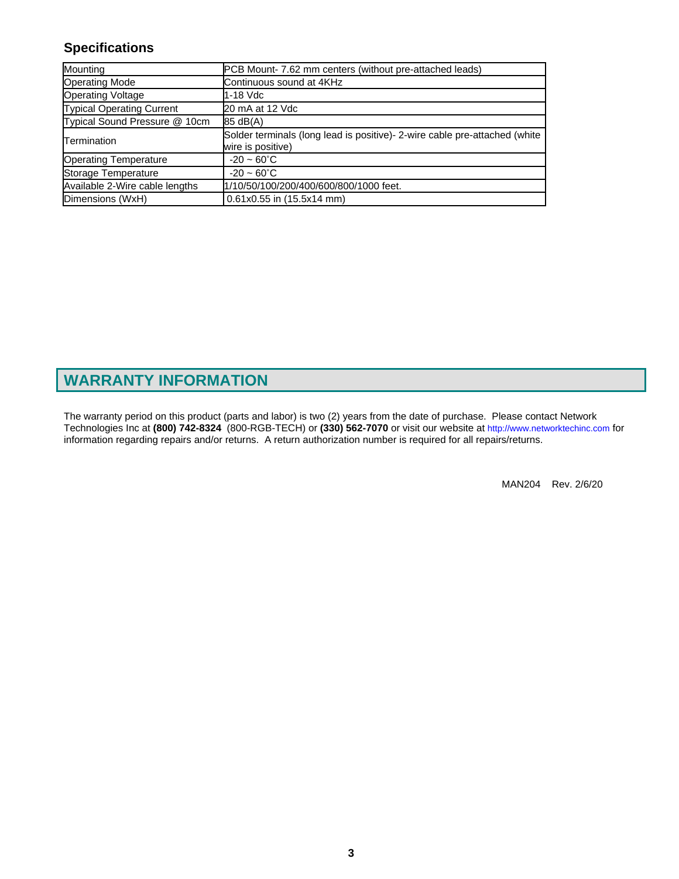## Specifications

| | |
|---|---|
| Mounting | PCB Mount- 7.62 mm centers (without pre-attached leads) |
| Operating Mode | Continuous sound at 4KHz |
| Operating Voltage | 1-18 Vdc |
| Typical Operating Current | 20 mA at 12 Vdc |
| Typical Sound Pressure @ 10cm | 85 dB(A) |
| Termination | Solder terminals (long lead is positive)- 2-wire cable pre-attached (white wire is positive) |
| Operating Temperature | -20 ~ 60˚C |
| Storage Temperature | -20 ~ 60˚C |
| Available 2-Wire cable lengths | 1/10/50/100/200/400/600/800/1000 feet. |
| Dimensions (WxH) | 0.61x0.55 in (15.5x14 mm) |

## WARRANTY INFORMATION

The warranty period on this product (parts and labor) is two (2) years from the date of purchase. Please contact Network Technologies Inc at **(800) 742-8324** (800-RGB-TECH) or **(330) 562-7070** or visit our website at http://www.networktechinc.com for information regarding repairs and/or returns. A return authorization number is required for all repairs/returns.

MAN204 Rev. 2/6/20